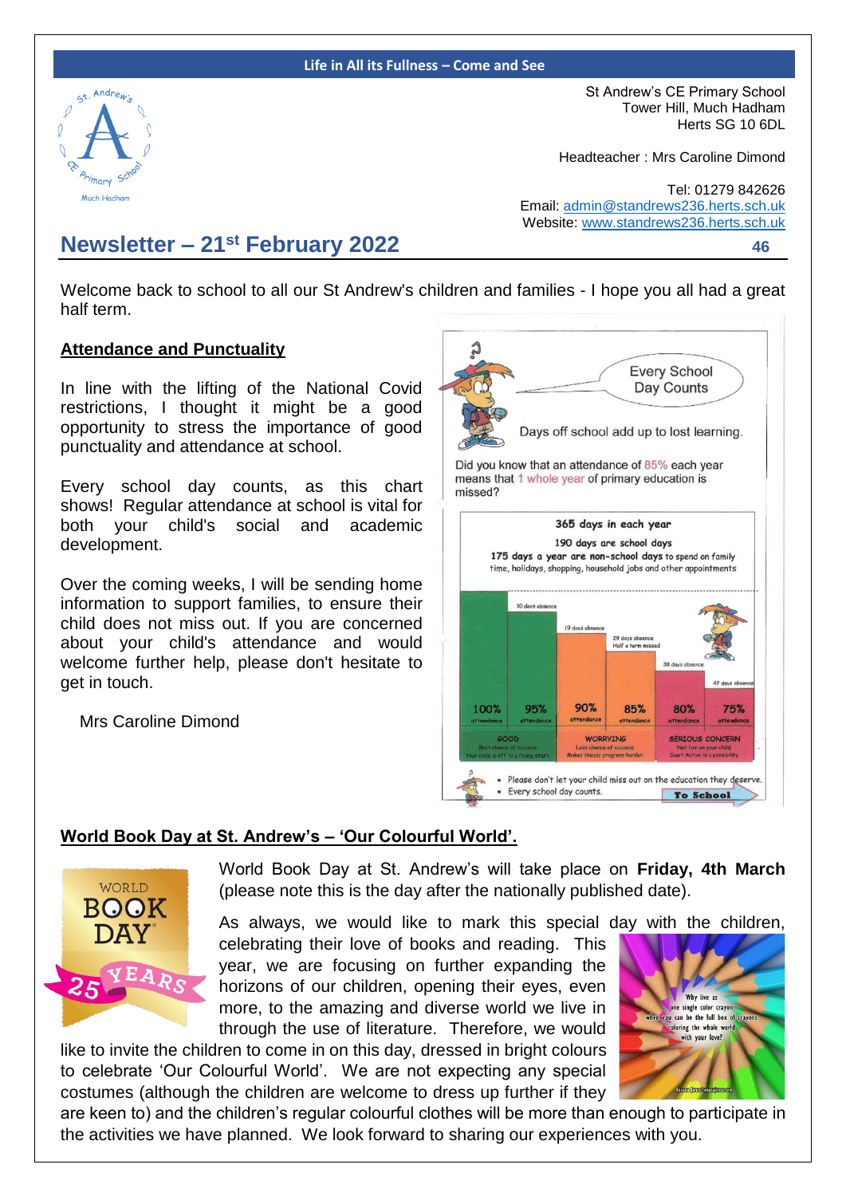Life in All its Fullness – Come and See

St Andrew's CE Primary School
Tower Hill, Much Hadham
Herts SG 10 6DL

Headteacher : Mrs Caroline Dimond

Tel: 01279 842626
Email: admin@standrews236.herts.sch.uk
Website: www.standrews236.herts.sch.uk

# Newsletter – 21st February 2022

46

Welcome back to school to all our St Andrew's children and families - I hope you all had a great half term.

## Attendance and Punctuality

In line with the lifting of the National Covid restrictions, I thought it might be a good opportunity to stress the importance of good punctuality and attendance at school.

Every school day counts, as this chart shows! Regular attendance at school is vital for both your child's social and academic development.

Over the coming weeks, I will be sending home information to support families, to ensure their child does not miss out. If you are concerned about your child's attendance and would welcome further help, please don't hesitate to get in touch.

Mrs Caroline Dimond

Every School Day Counts

Days off school add up to lost learning.

Did you know that an attendance of 85% each year means that 1 whole year of primary education is missed?

365 days in each year
190 days are school days
175 days a year are non-school days to spend on family time, holidays, shopping, household jobs and other appointments

| 100% attendance | 95% attendance | 90% attendance | 85% attendance | 80% attendance | 75% attendance |
|---|---|---|---|---|---|
| | 10 days absence | 19 days absence | 29 days absence Half a term missed | 38 days absence | 47 days absence |
| GOOD Best chance of success. Your child is off to a flying start. | | WORRYING Less chance of success. Makes steady progress harder. | | SERIOUS CONCERN Not fair on your child. Court Action is a possibility. | |

- Please don't let your child miss out on the education they deserve.
- Every school day counts.

To School

## World Book Day at St. Andrew's – 'Our Colourful World'.

World Book Day at St. Andrew's will take place on **Friday, 4th March** (please note this is the day after the nationally published date).

As always, we would like to mark this special day with the children, celebrating their love of books and reading. This year, we are focusing on further expanding the horizons of our children, opening their eyes, even more, to the amazing and diverse world we live in through the use of literature. Therefore, we would like to invite the children to come in on this day, dressed in bright colours to celebrate 'Our Colourful World'. We are not expecting any special costumes (although the children are welcome to dress up further if they are keen to) and the children's regular colourful clothes will be more than enough to participate in the activities we have planned. We look forward to sharing our experiences with you.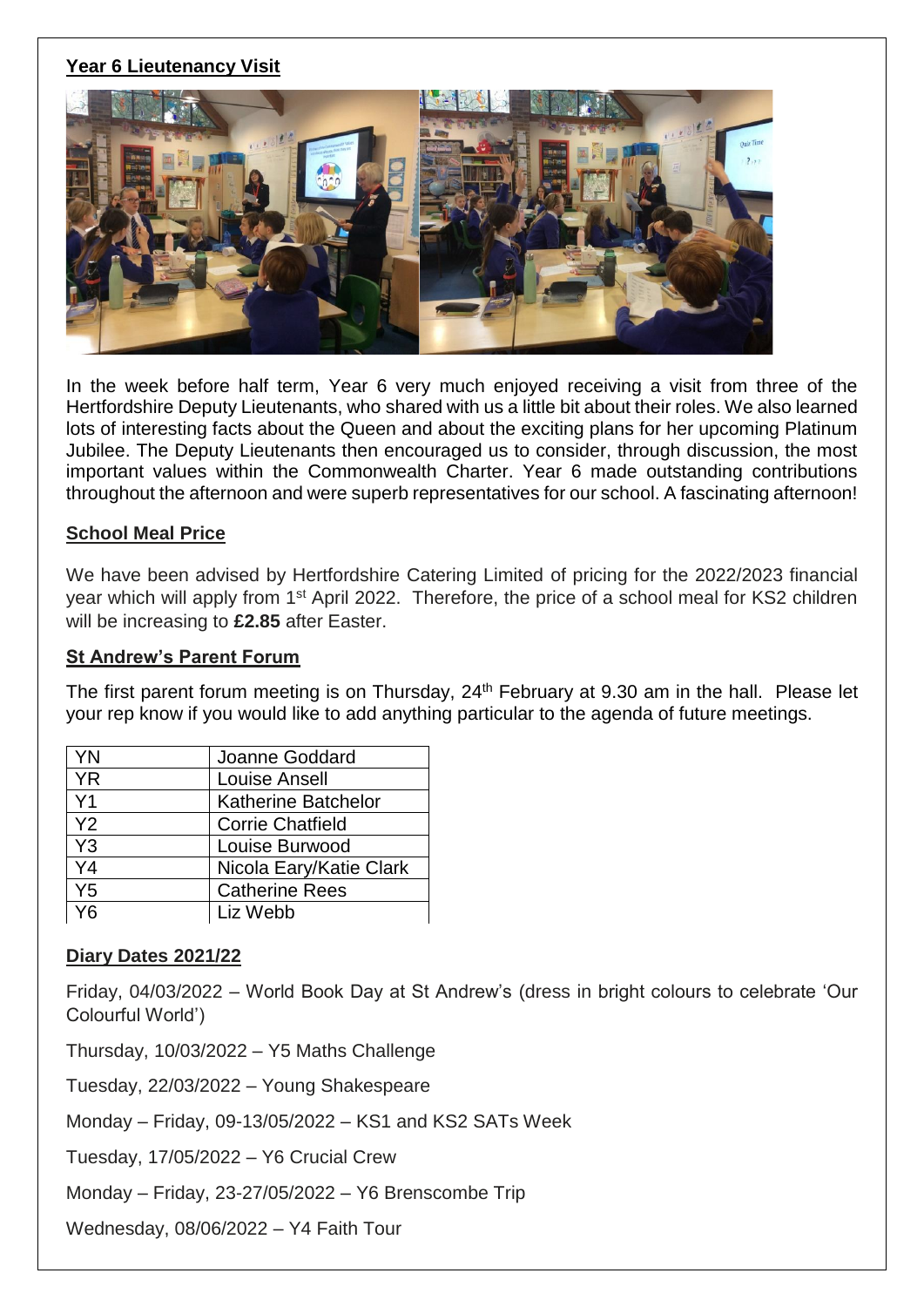## Year 6 Lieutenancy Visit

In the week before half term, Year 6 very much enjoyed receiving a visit from three of the Hertfordshire Deputy Lieutenants, who shared with us a little bit about their roles. We also learned lots of interesting facts about the Queen and about the exciting plans for her upcoming Platinum Jubilee. The Deputy Lieutenants then encouraged us to consider, through discussion, the most important values within the Commonwealth Charter. Year 6 made outstanding contributions throughout the afternoon and were superb representatives for our school. A fascinating afternoon!

## School Meal Price

We have been advised by Hertfordshire Catering Limited of pricing for the 2022/2023 financial year which will apply from 1st April 2022. Therefore, the price of a school meal for KS2 children will be increasing to **£2.85** after Easter.

## St Andrew's Parent Forum

The first parent forum meeting is on Thursday, 24th February at 9.30 am in the hall. Please let your rep know if you would like to add anything particular to the agenda of future meetings.

| | |
|---|---|
| YN | Joanne Goddard |
| YR | Louise Ansell |
| Y1 | Katherine Batchelor |
| Y2 | Corrie Chatfield |
| Y3 | Louise Burwood |
| Y4 | Nicola Eary/Katie Clark |
| Y5 | Catherine Rees |
| Y6 | Liz Webb |

## Diary Dates 2021/22

Friday, 04/03/2022 – World Book Day at St Andrew's (dress in bright colours to celebrate 'Our Colourful World')

Thursday, 10/03/2022 – Y5 Maths Challenge

Tuesday, 22/03/2022 – Young Shakespeare

Monday – Friday, 09-13/05/2022 – KS1 and KS2 SATs Week

Tuesday, 17/05/2022 – Y6 Crucial Crew

Monday – Friday, 23-27/05/2022 – Y6 Brenscombe Trip

Wednesday, 08/06/2022 – Y4 Faith Tour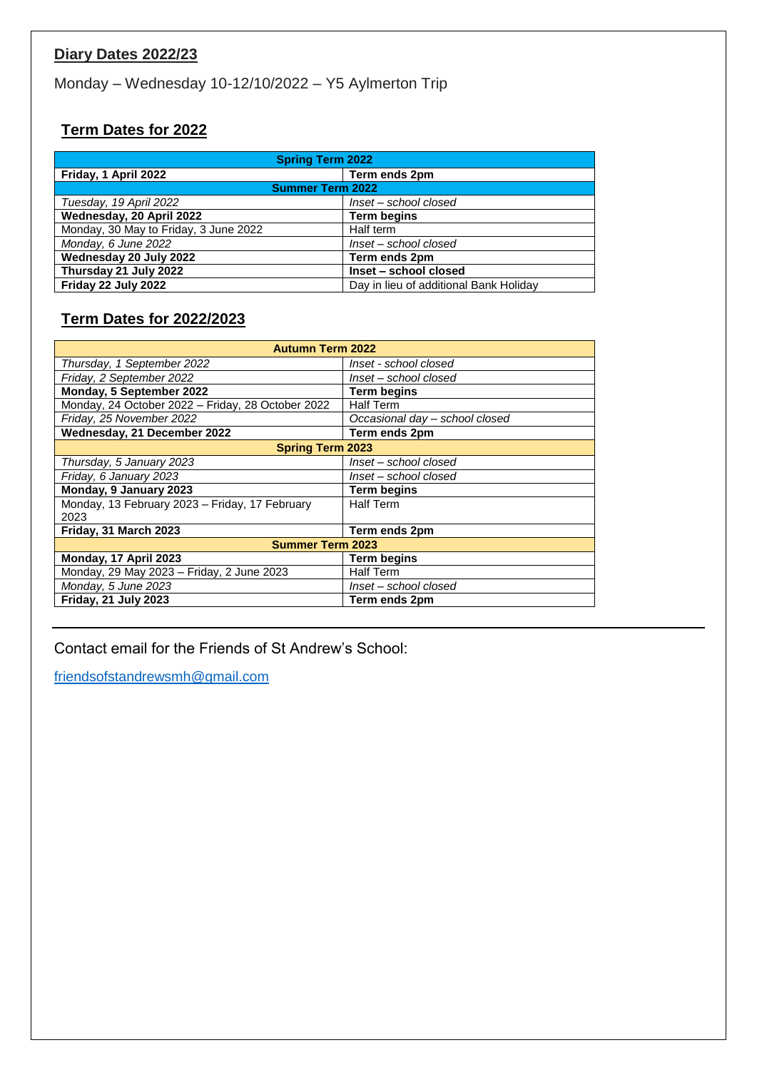## Diary Dates 2022/23

Monday – Wednesday 10-12/10/2022 – Y5 Aylmerton Trip

## Term Dates for 2022

| Spring Term 2022 | |
|---|---|
| **Friday, 1 April 2022** | **Term ends 2pm** |
| **Summer Term 2022** | |
| *Tuesday, 19 April 2022* | *Inset – school closed* |
| **Wednesday, 20 April 2022** | **Term begins** |
| Monday, 30 May to Friday, 3 June 2022 | Half term |
| *Monday, 6 June 2022* | *Inset – school closed* |
| **Wednesday 20 July 2022** | **Term ends 2pm** |
| **Thursday 21 July 2022** | **Inset – school closed** |
| **Friday 22 July 2022** | Day in lieu of additional Bank Holiday |

## Term Dates for 2022/2023

| Autumn Term 2022 | |
|---|---|
| *Thursday, 1 September 2022* | *Inset - school closed* |
| *Friday, 2 September 2022* | *Inset – school closed* |
| **Monday, 5 September 2022** | **Term begins** |
| Monday, 24 October 2022 – Friday, 28 October 2022 | Half Term |
| *Friday, 25 November 2022* | *Occasional day – school closed* |
| **Wednesday, 21 December 2022** | **Term ends 2pm** |
| **Spring Term 2023** | |
| *Thursday, 5 January 2023* | *Inset – school closed* |
| *Friday, 6 January 2023* | *Inset – school closed* |
| **Monday, 9 January 2023** | **Term begins** |
| Monday, 13 February 2023 – Friday, 17 February 2023 | Half Term |
| **Friday, 31 March 2023** | **Term ends 2pm** |
| **Summer Term 2023** | |
| **Monday, 17 April 2023** | **Term begins** |
| Monday, 29 May 2023 – Friday, 2 June 2023 | Half Term |
| *Monday, 5 June 2023* | *Inset – school closed* |
| **Friday, 21 July 2023** | **Term ends 2pm** |

---

Contact email for the Friends of St Andrew's School:

friendsofstandrewsmh@gmail.com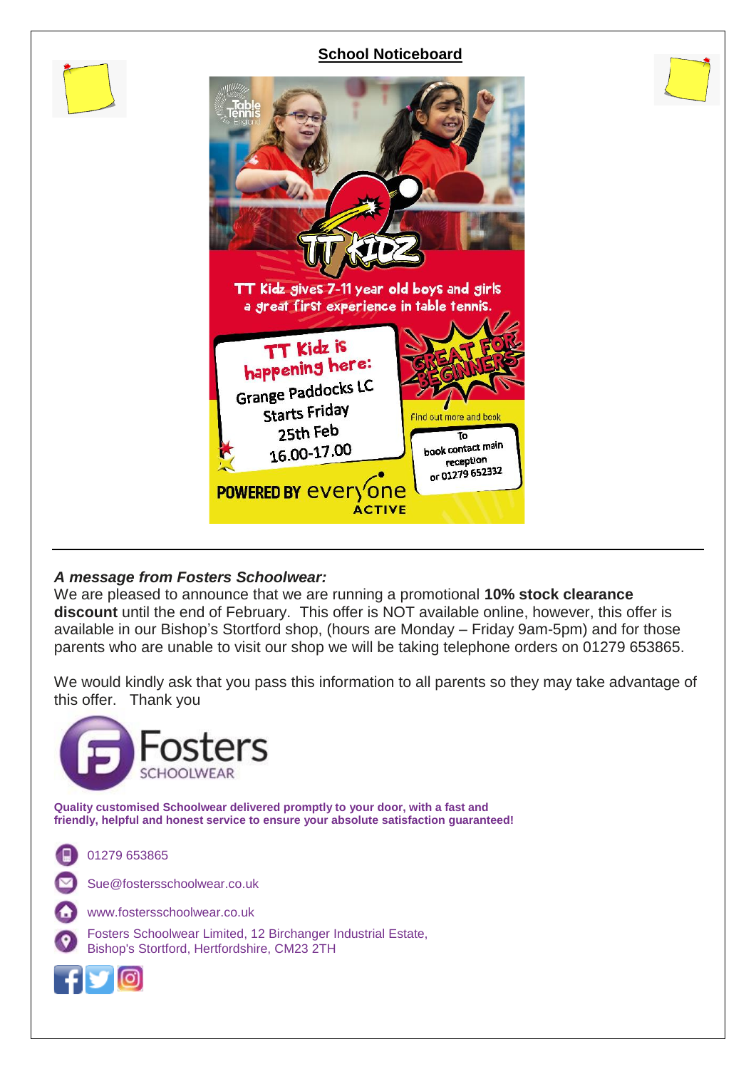## School Noticeboard

TT Kidz gives 7-11 year old boys and girls a great first experience in table tennis.

TT Kidz is happening here:
Grange Paddocks LC
Starts Friday
25th Feb
16.00-17.00

GREAT FOR BEGINNERS

Find out more and book

To book contact main reception or 01279 652332

POWERED BY everyone ACTIVE

---

***A message from Fosters Schoolwear:***

We are pleased to announce that we are running a promotional **10% stock clearance discount** until the end of February. This offer is NOT available online, however, this offer is available in our Bishop's Stortford shop, (hours are Monday – Friday 9am-5pm) and for those parents who are unable to visit our shop we will be taking telephone orders on 01279 653865.

We would kindly ask that you pass this information to all parents so they may take advantage of this offer. Thank you

Fosters SCHOOLWEAR

**Quality customised Schoolwear delivered promptly to your door, with a fast and friendly, helpful and honest service to ensure your absolute satisfaction guaranteed!**

01279 653865

Sue@fostersschoolwear.co.uk

www.fostersschoolwear.co.uk

Fosters Schoolwear Limited, 12 Birchanger Industrial Estate, Bishop's Stortford, Hertfordshire, CM23 2TH